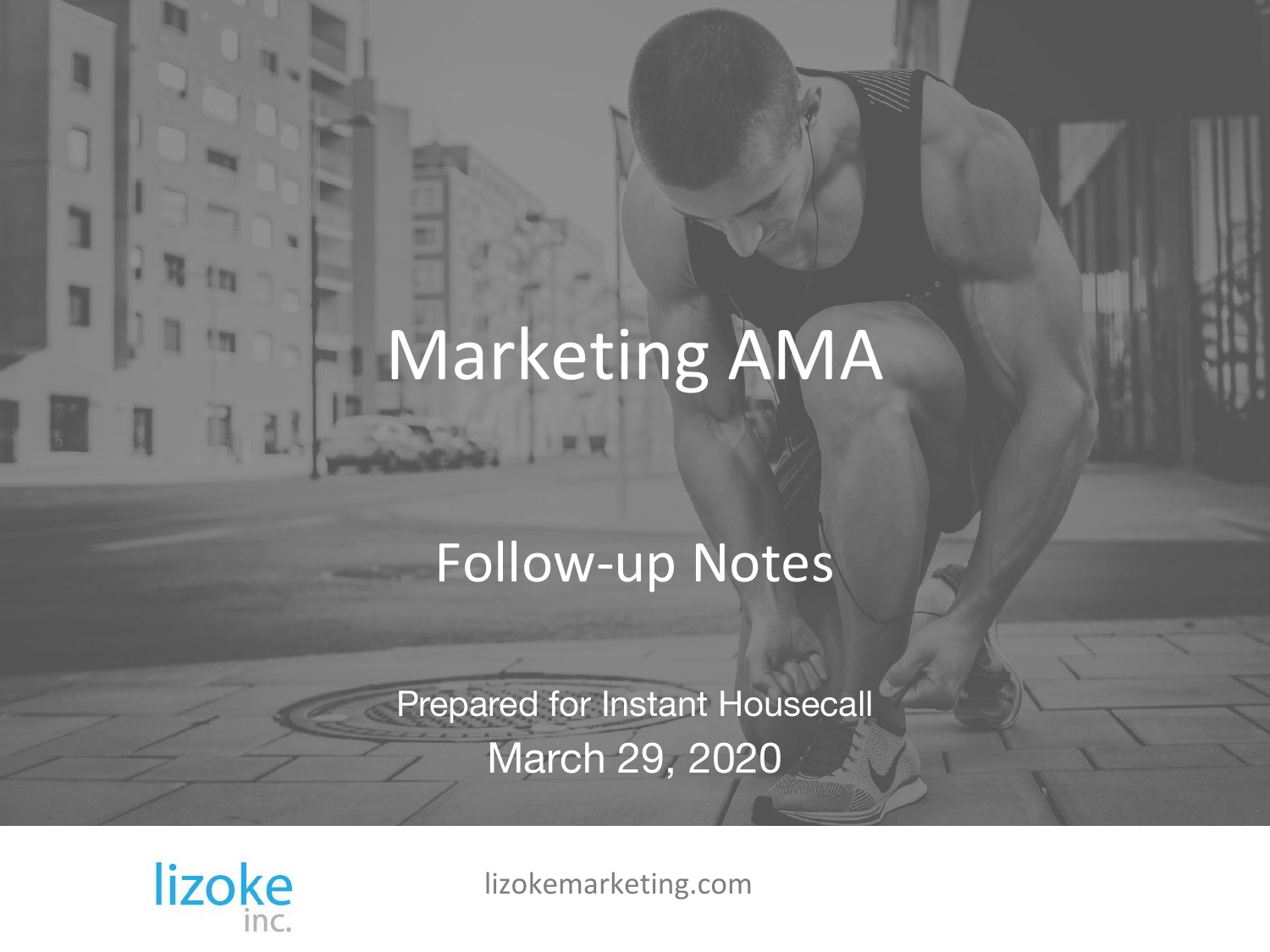# Marketing AMA

## Follow-up Notes

Prepared for Instant Housecall

March 29, 2020

lizoke inc.

lizokemarketing.com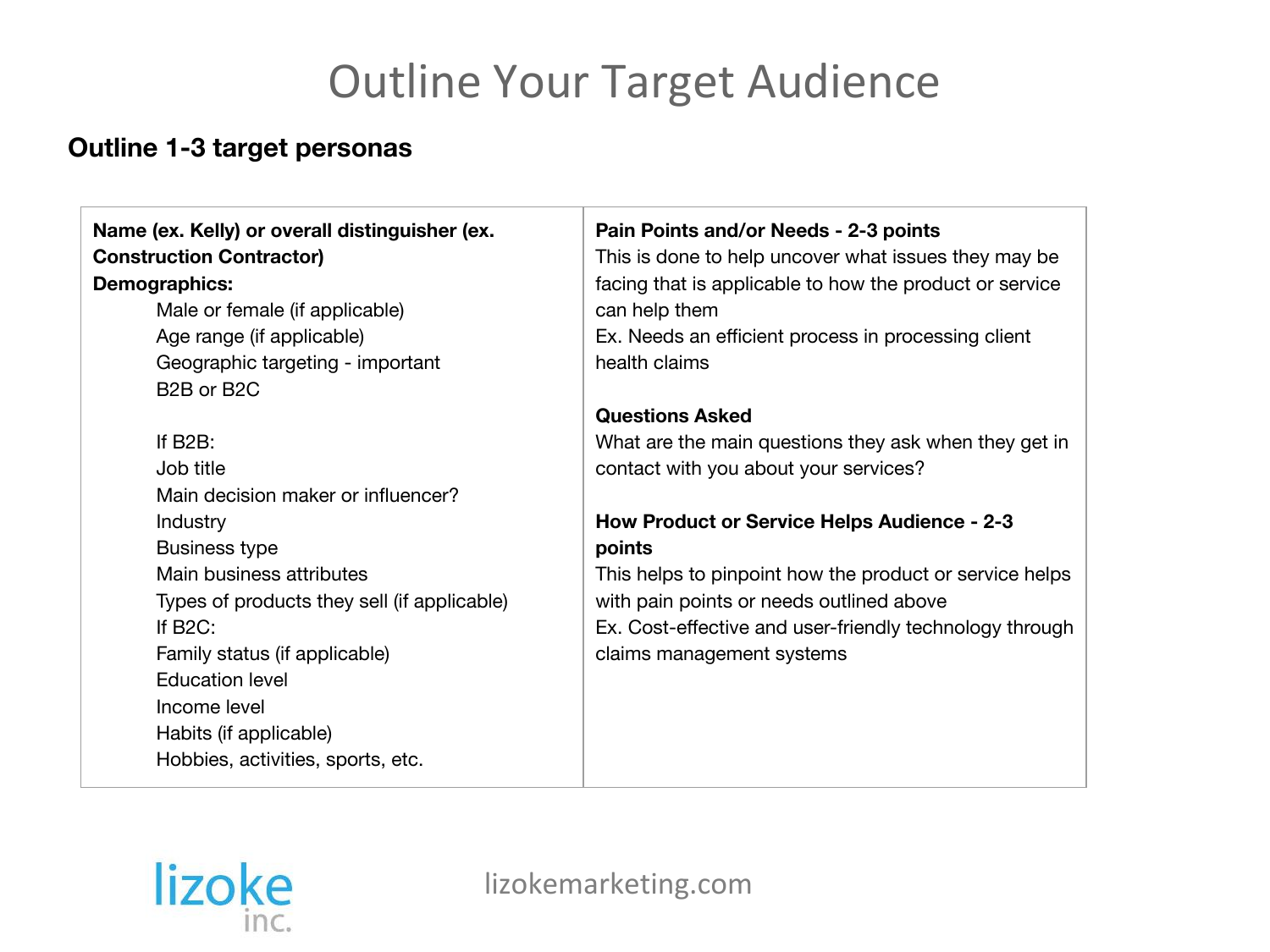# Outline Your Target Audience

## Outline 1-3 target personas

| **Name (ex. Kelly) or overall distinguisher (ex. Construction Contractor)**<br>**Demographics:**<br>Male or female (if applicable)<br>Age range (if applicable)<br>Geographic targeting - important<br>B2B or B2C<br><br>If B2B:<br>Job title<br>Main decision maker or influencer?<br>Industry<br>Business type<br>Main business attributes<br>Types of products they sell (if applicable)<br>If B2C:<br>Family status (if applicable)<br>Education level<br>Income level<br>Habits (if applicable)<br>Hobbies, activities, sports, etc. | **Pain Points and/or Needs - 2-3 points**<br>This is done to help uncover what issues they may be facing that is applicable to how the product or service can help them<br>Ex. Needs an efficient process in processing client health claims<br><br>**Questions Asked**<br>What are the main questions they ask when they get in contact with you about your services?<br><br>**How Product or Service Helps Audience - 2-3 points**<br>This helps to pinpoint how the product or service helps with pain points or needs outlined above<br>Ex. Cost-effective and user-friendly technology through claims management systems |
|---|---|

lizoke inc.

lizokemarketing.com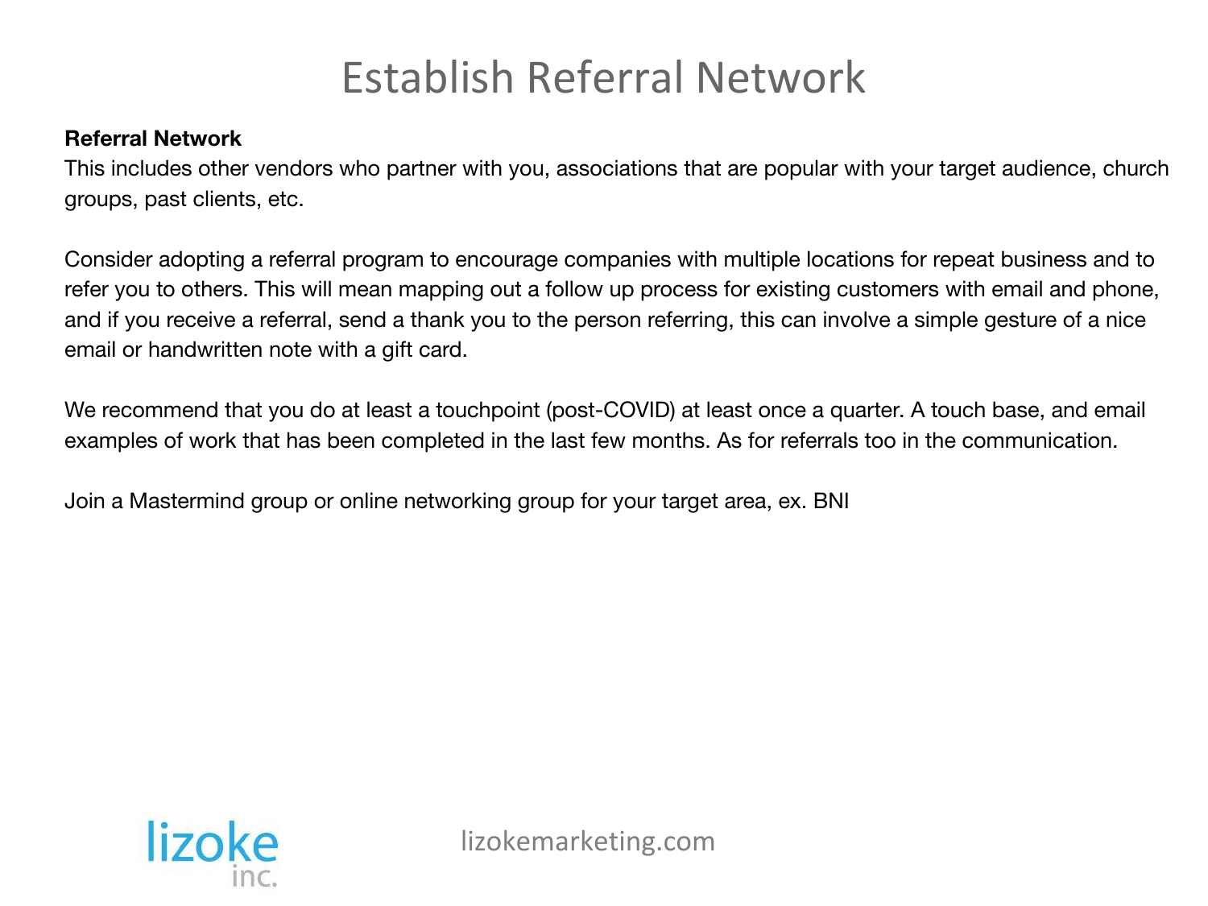# Establish Referral Network

**Referral Network**

This includes other vendors who partner with you, associations that are popular with your target audience, church groups, past clients, etc.

Consider adopting a referral program to encourage companies with multiple locations for repeat business and to refer you to others. This will mean mapping out a follow up process for existing customers with email and phone, and if you receive a referral, send a thank you to the person referring, this can involve a simple gesture of a nice email or handwritten note with a gift card.

We recommend that you do at least a touchpoint (post-COVID) at least once a quarter. A touch base, and email examples of work that has been completed in the last few months. As for referrals too in the communication.

Join a Mastermind group or online networking group for your target area, ex. BNI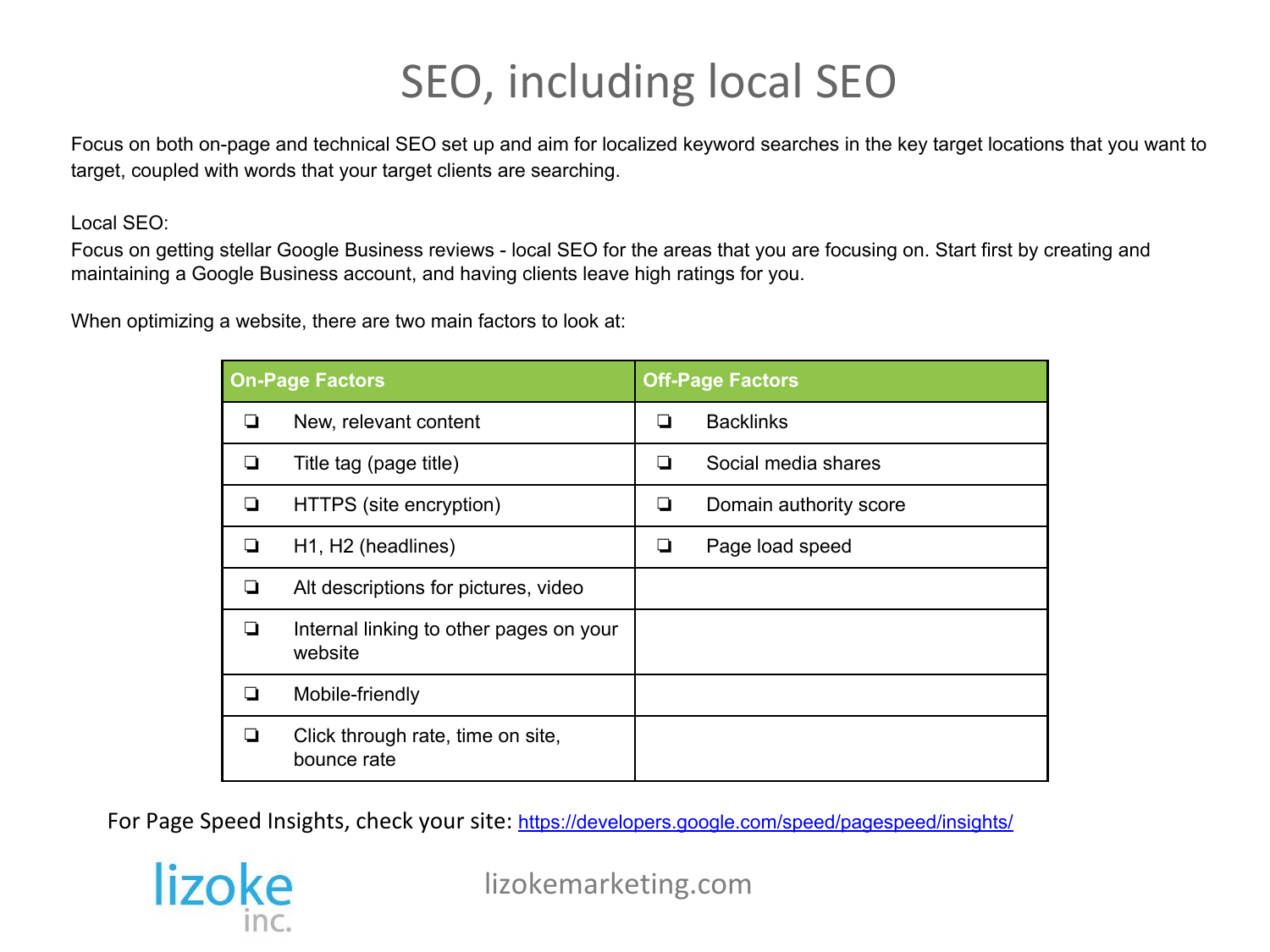# SEO, including local SEO

Focus on both on-page and technical SEO set up and aim for localized keyword searches in the key target locations that you want to target, coupled with words that your target clients are searching.

Local SEO:
Focus on getting stellar Google Business reviews - local SEO for the areas that you are focusing on. Start first by creating and maintaining a Google Business account, and having clients leave high ratings for you.

When optimizing a website, there are two main factors to look at:

| On-Page Factors | Off-Page Factors |
|---|---|
| ❏ New, relevant content | ❏ Backlinks |
| ❏ Title tag (page title) | ❏ Social media shares |
| ❏ HTTPS (site encryption) | ❏ Domain authority score |
| ❏ H1, H2 (headlines) | ❏ Page load speed |
| ❏ Alt descriptions for pictures, video | |
| ❏ Internal linking to other pages on your website | |
| ❏ Mobile-friendly | |
| ❏ Click through rate, time on site, bounce rate | |

For Page Speed Insights, check your site: https://developers.google.com/speed/pagespeed/insights/

lizoke inc.

lizokemarketing.com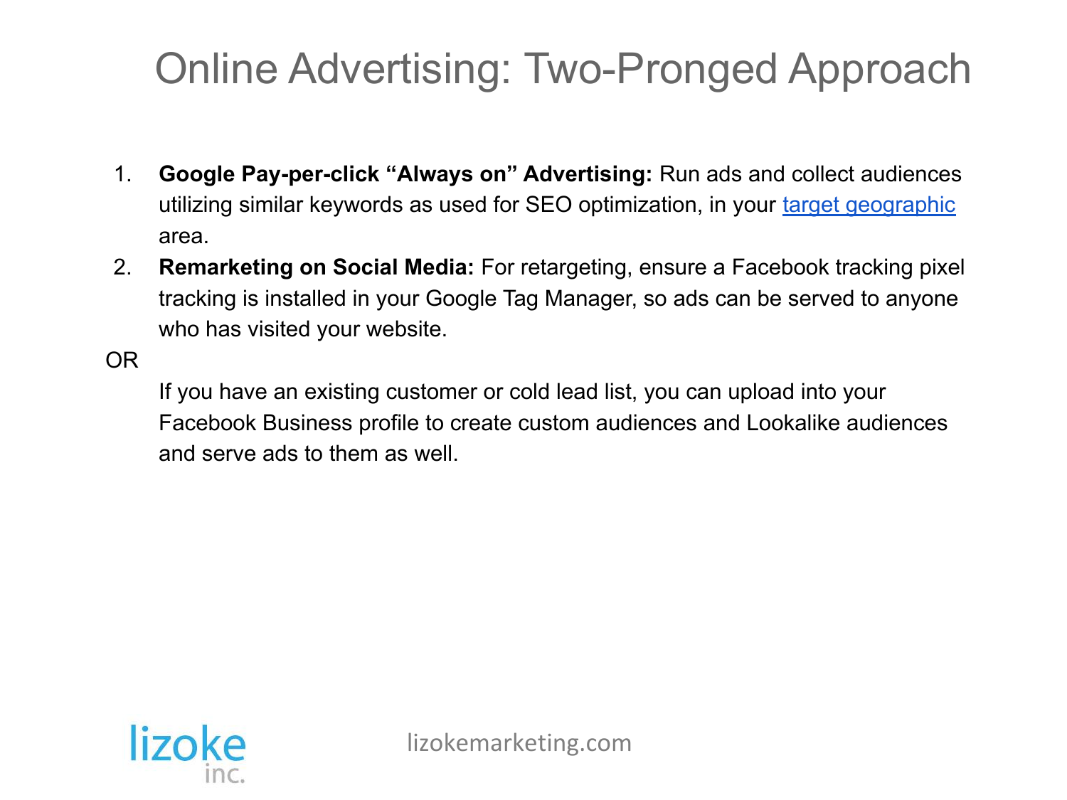# Online Advertising: Two-Pronged Approach

1. **Google Pay-per-click "Always on" Advertising:** Run ads and collect audiences utilizing similar keywords as used for SEO optimization, in your target geographic area.
2. **Remarketing on Social Media:** For retargeting, ensure a Facebook tracking pixel tracking is installed in your Google Tag Manager, so ads can be served to anyone who has visited your website.

OR

If you have an existing customer or cold lead list, you can upload into your Facebook Business profile to create custom audiences and Lookalike audiences and serve ads to them as well.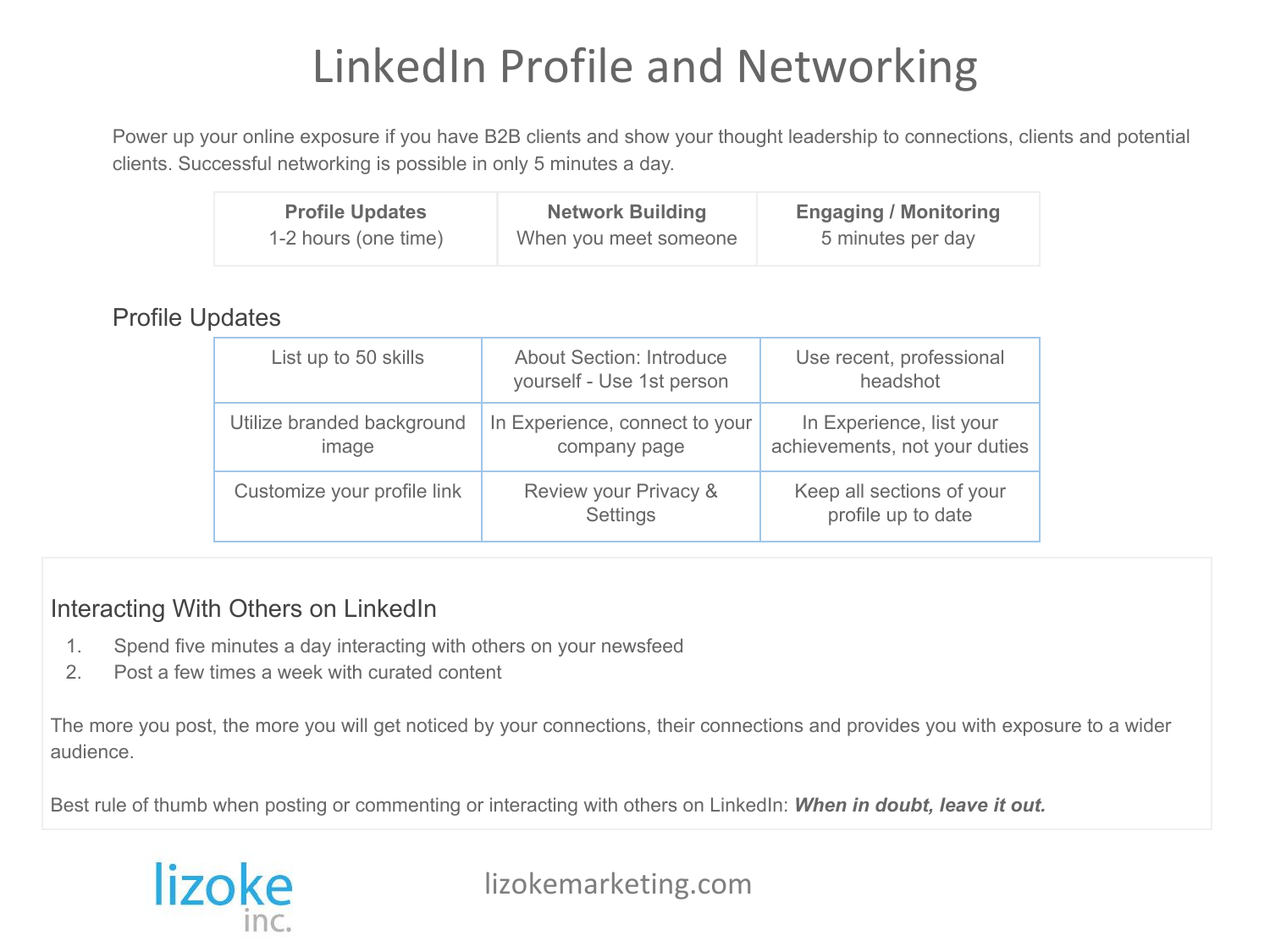# LinkedIn Profile and Networking

Power up your online exposure if you have B2B clients and show your thought leadership to connections, clients and potential clients. Successful networking is possible in only 5 minutes a day.

| **Profile Updates** | **Network Building** | **Engaging / Monitoring** |
|---|---|---|
| 1-2 hours (one time) | When you meet someone | 5 minutes per day |

## Profile Updates

| | | |
|---|---|---|
| List up to 50 skills | About Section: Introduce yourself - Use 1st person | Use recent, professional headshot |
| Utilize branded background image | In Experience, connect to your company page | In Experience, list your achievements, not your duties |
| Customize your profile link | Review your Privacy & Settings | Keep all sections of your profile up to date |

## Interacting With Others on LinkedIn

1. Spend five minutes a day interacting with others on your newsfeed
2. Post a few times a week with curated content

The more you post, the more you will get noticed by your connections, their connections and provides you with exposure to a wider audience.

Best rule of thumb when posting or commenting or interacting with others on LinkedIn: ***When in doubt, leave it out.***

lizoke inc.

lizokemarketing.com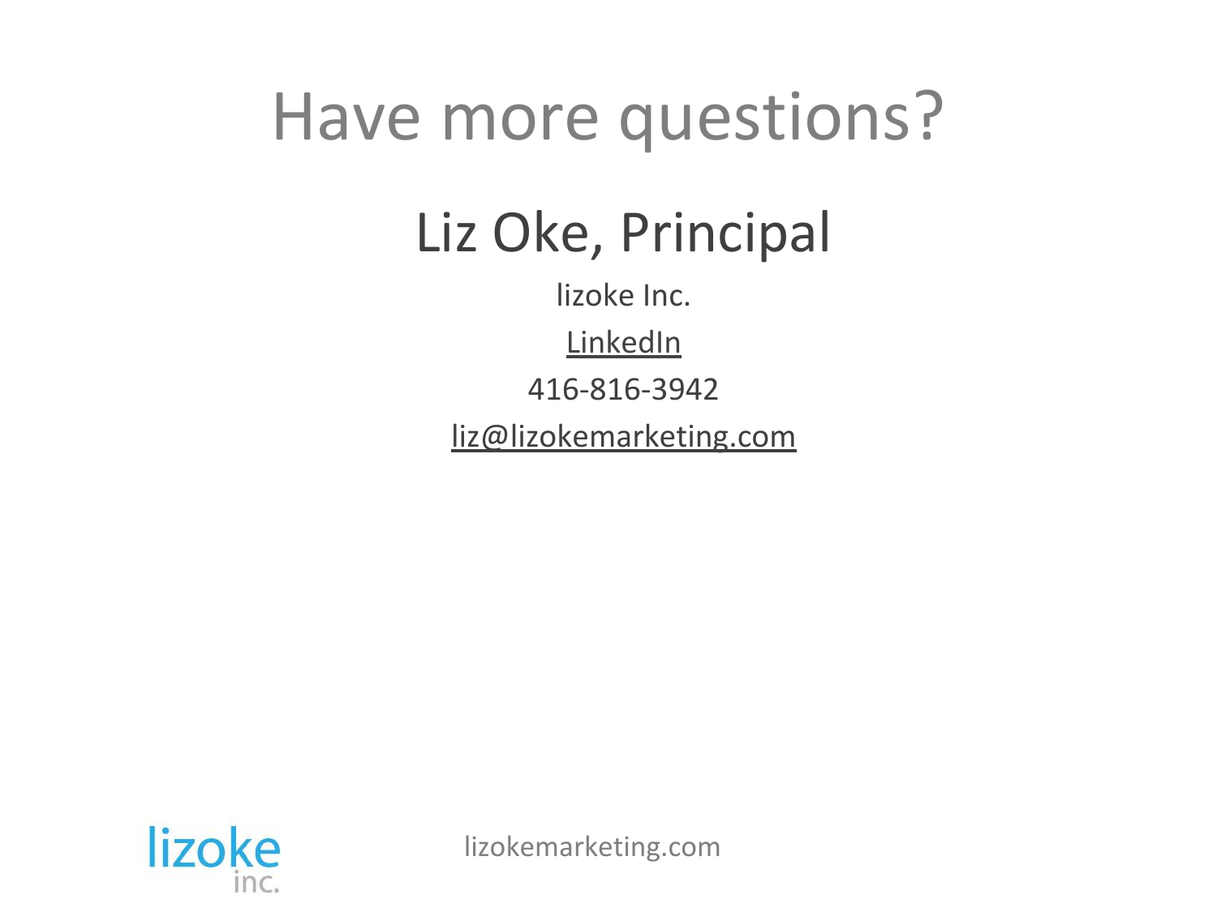# Have more questions?

## Liz Oke, Principal

lizoke Inc.

LinkedIn

416-816-3942

liz@lizokemarketing.com

lizoke inc.

lizokemarketing.com